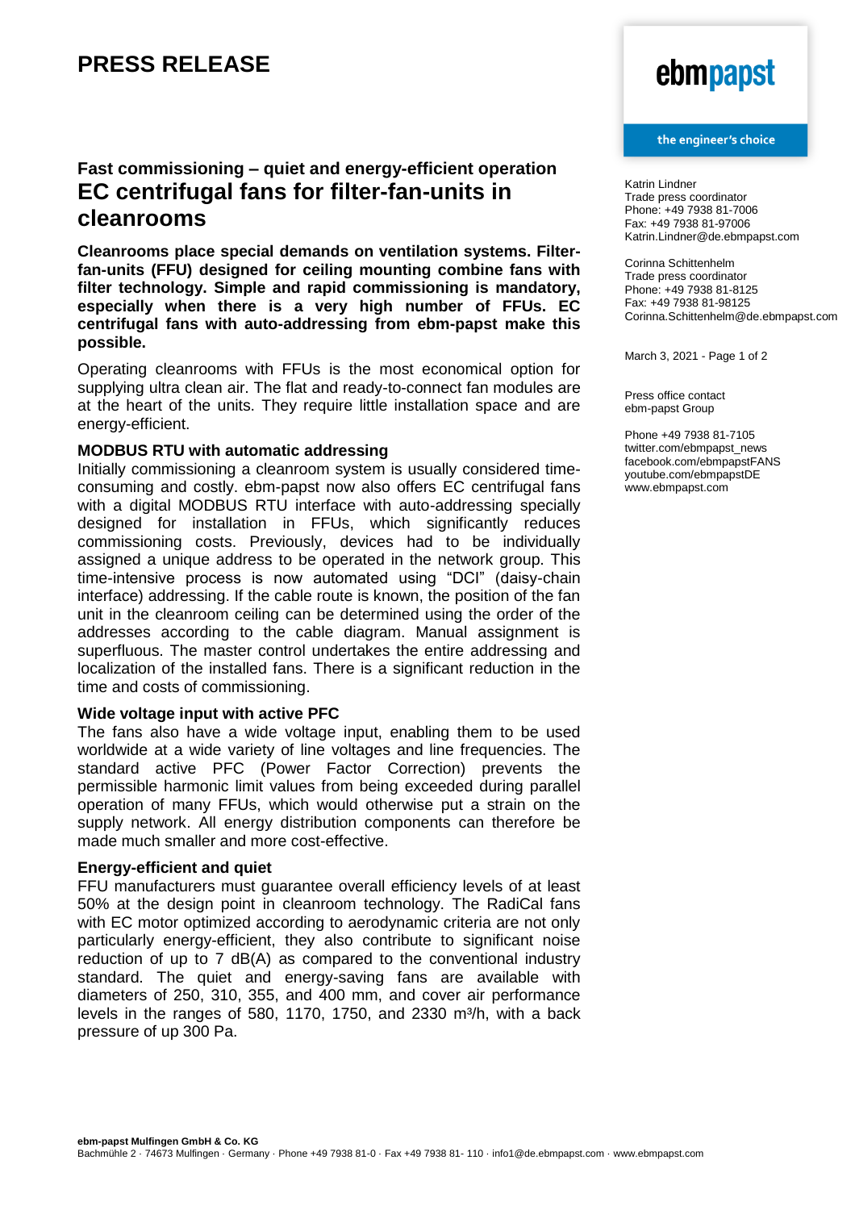# PRESS RELEASE

ebmpapst

the engineer's choice

Katrin Lindner
Trade press coordinator
Phone: +49 7938 81-7006
Fax: +49 7938 81-97006
Katrin.Lindner@de.ebmpapst.com

Corinna Schittenhelm
Trade press coordinator
Phone: +49 7938 81-8125
Fax: +49 7938 81-98125
Corinna.Schittenhelm@de.ebmpapst.com

March 3, 2021 - Page 1 of 2

Press office contact
ebm-papst Group

Phone +49 7938 81-7105
twitter.com/ebmpapst_news
facebook.com/ebmpapstFANS
youtube.com/ebmpapstDE
www.ebmpapst.com

### Fast commissioning – quiet and energy-efficient operation

## EC centrifugal fans for filter-fan-units in cleanrooms

**Cleanrooms place special demands on ventilation systems. Filter-fan-units (FFU) designed for ceiling mounting combine fans with filter technology. Simple and rapid commissioning is mandatory, especially when there is a very high number of FFUs. EC centrifugal fans with auto-addressing from ebm-papst make this possible.**

Operating cleanrooms with FFUs is the most economical option for supplying ultra clean air. The flat and ready-to-connect fan modules are at the heart of the units. They require little installation space and are energy-efficient.

### MODBUS RTU with automatic addressing

Initially commissioning a cleanroom system is usually considered time-consuming and costly. ebm-papst now also offers EC centrifugal fans with a digital MODBUS RTU interface with auto-addressing specially designed for installation in FFUs, which significantly reduces commissioning costs. Previously, devices had to be individually assigned a unique address to be operated in the network group. This time-intensive process is now automated using "DCI" (daisy-chain interface) addressing. If the cable route is known, the position of the fan unit in the cleanroom ceiling can be determined using the order of the addresses according to the cable diagram. Manual assignment is superfluous. The master control undertakes the entire addressing and localization of the installed fans. There is a significant reduction in the time and costs of commissioning.

### Wide voltage input with active PFC

The fans also have a wide voltage input, enabling them to be used worldwide at a wide variety of line voltages and line frequencies. The standard active PFC (Power Factor Correction) prevents the permissible harmonic limit values from being exceeded during parallel operation of many FFUs, which would otherwise put a strain on the supply network. All energy distribution components can therefore be made much smaller and more cost-effective.

### Energy-efficient and quiet

FFU manufacturers must guarantee overall efficiency levels of at least 50% at the design point in cleanroom technology. The RadiCal fans with EC motor optimized according to aerodynamic criteria are not only particularly energy-efficient, they also contribute to significant noise reduction of up to 7 dB(A) as compared to the conventional industry standard. The quiet and energy-saving fans are available with diameters of 250, 310, 355, and 400 mm, and cover air performance levels in the ranges of 580, 1170, 1750, and 2330 m³/h, with a back pressure of up 300 Pa.

**ebm-papst Mulfingen GmbH & Co. KG**
Bachmühle 2 · 74673 Mulfingen · Germany · Phone +49 7938 81-0 · Fax +49 7938 81- 110 · info1@de.ebmpapst.com · www.ebmpapst.com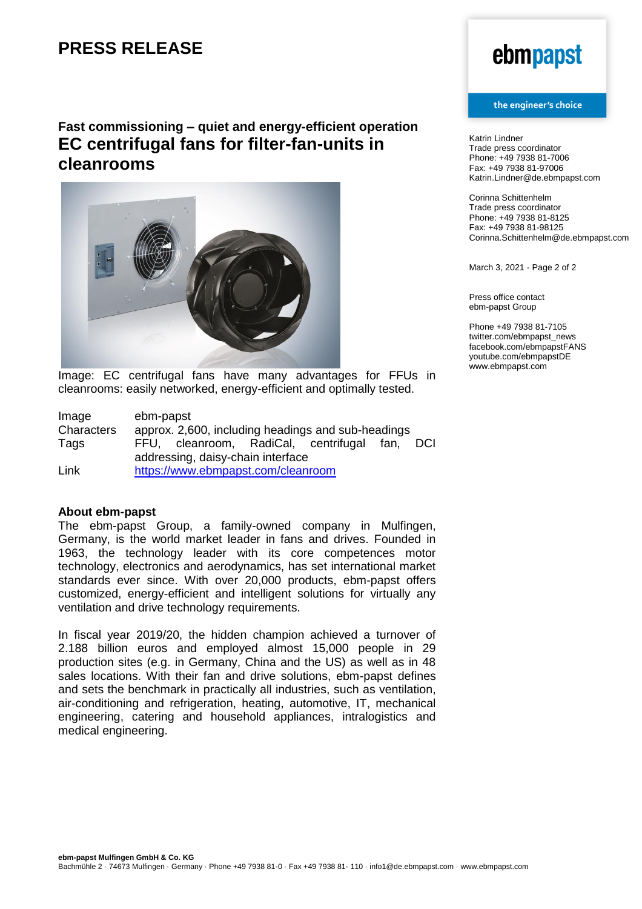# PRESS RELEASE

**Fast commissioning – quiet and energy-efficient operation**

## EC centrifugal fans for filter-fan-units in cleanrooms

Image: EC centrifugal fans have many advantages for FFUs in cleanrooms: easily networked, energy-efficient and optimally tested.

| | |
|---|---|
| Image | ebm-papst |
| Characters | approx. 2,600, including headings and sub-headings |
| Tags | FFU, cleanroom, RadiCal, centrifugal fan, DCI addressing, daisy-chain interface |
| Link | https://www.ebmpapst.com/cleanroom |

**About ebm-papst**

The ebm-papst Group, a family-owned company in Mulfingen, Germany, is the world market leader in fans and drives. Founded in 1963, the technology leader with its core competences motor technology, electronics and aerodynamics, has set international market standards ever since. With over 20,000 products, ebm-papst offers customized, energy-efficient and intelligent solutions for virtually any ventilation and drive technology requirements.

In fiscal year 2019/20, the hidden champion achieved a turnover of 2.188 billion euros and employed almost 15,000 people in 29 production sites (e.g. in Germany, China and the US) as well as in 48 sales locations. With their fan and drive solutions, ebm-papst defines and sets the benchmark in practically all industries, such as ventilation, air-conditioning and refrigeration, heating, automotive, IT, mechanical engineering, catering and household appliances, intralogistics and medical engineering.

ebmpapst

the engineer's choice

Katrin Lindner
Trade press coordinator
Phone: +49 7938 81-7006
Fax: +49 7938 81-97006
Katrin.Lindner@de.ebmpapst.com

Corinna Schittenhelm
Trade press coordinator
Phone: +49 7938 81-8125
Fax: +49 7938 81-98125
Corinna.Schittenhelm@de.ebmpapst.com

March 3, 2021

Press office contact
ebm-papst Group

Phone +49 7938 81-7105
twitter.com/ebmpapst_news
facebook.com/ebmpapstFANS
youtube.com/ebmpapstDE
www.ebmpapst.com

**ebm-papst Mulfingen GmbH & Co. KG**
Bachmühle 2 · 74673 Mulfingen · Germany · Phone +49 7938 81-0 · Fax +49 7938 81- 110 · info1@de.ebmpapst.com · www.ebmpapst.com